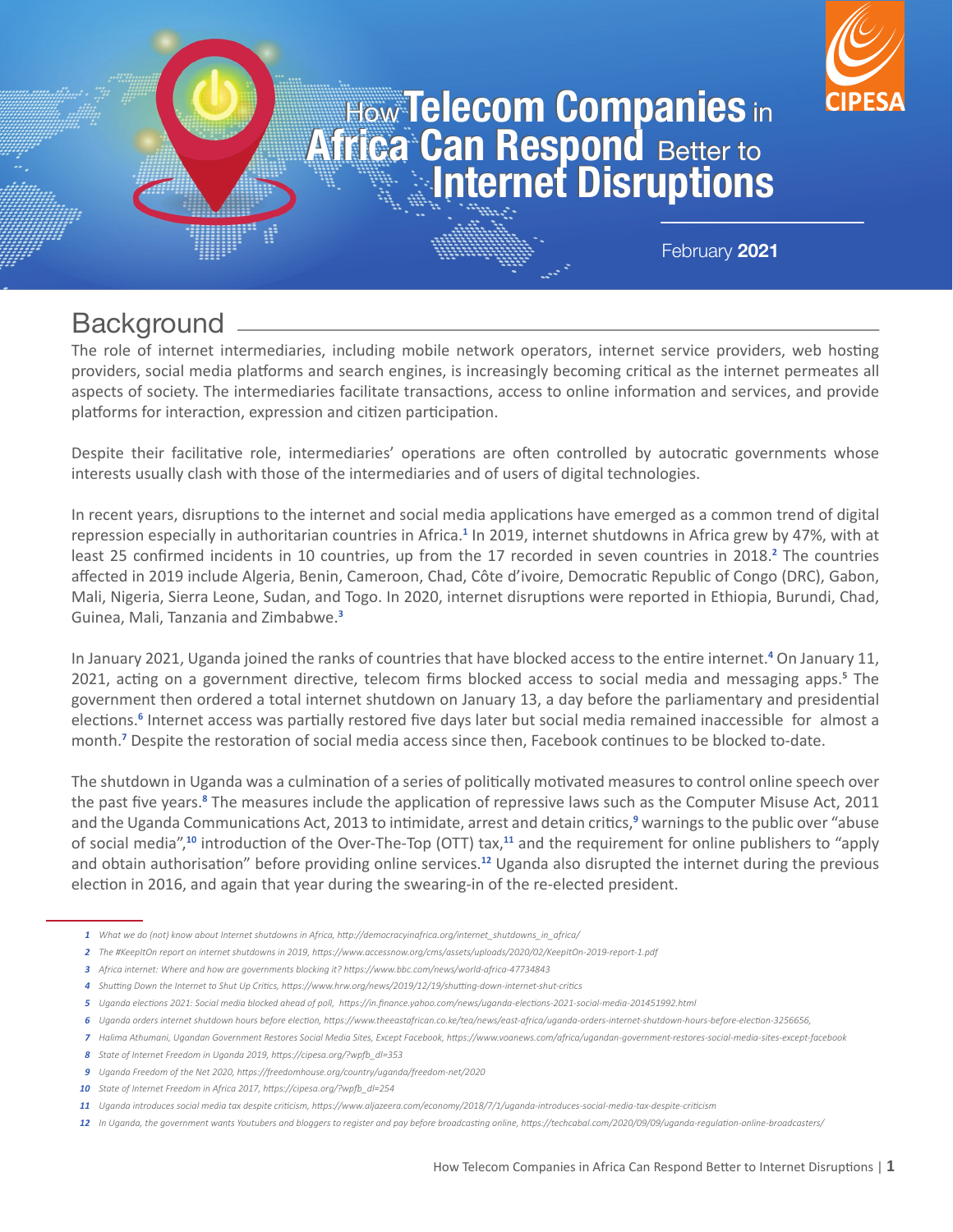# How Telecom Companies in Africa Can Respond Better to Internet Disruptions

CIPESA

February 2021

## Background

The role of internet intermediaries, including mobile network operators, internet service providers, web hosting providers, social media platforms and search engines, is increasingly becoming critical as the internet permeates all aspects of society. The intermediaries facilitate transactions, access to online information and services, and provide platforms for interaction, expression and citizen participation.

Despite their facilitative role, intermediaries' operations are often controlled by autocratic governments whose interests usually clash with those of the intermediaries and of users of digital technologies.

In recent years, disruptions to the internet and social media applications have emerged as a common trend of digital repression especially in authoritarian countries in Africa.[1] In 2019, internet shutdowns in Africa grew by 47%, with at least 25 confirmed incidents in 10 countries, up from the 17 recorded in seven countries in 2018.[2] The countries affected in 2019 include Algeria, Benin, Cameroon, Chad, Côte d'ivoire, Democratic Republic of Congo (DRC), Gabon, Mali, Nigeria, Sierra Leone, Sudan, and Togo. In 2020, internet disruptions were reported in Ethiopia, Burundi, Chad, Guinea, Mali, Tanzania and Zimbabwe.[3]

In January 2021, Uganda joined the ranks of countries that have blocked access to the entire internet.[4] On January 11, 2021, acting on a government directive, telecom firms blocked access to social media and messaging apps.[5] The government then ordered a total internet shutdown on January 13, a day before the parliamentary and presidential elections.[6] Internet access was partially restored five days later but social media remained inaccessible for almost a month.[7] Despite the restoration of social media access since then, Facebook continues to be blocked to-date.

The shutdown in Uganda was a culmination of a series of politically motivated measures to control online speech over the past five years.[8] The measures include the application of repressive laws such as the Computer Misuse Act, 2011 and the Uganda Communications Act, 2013 to intimidate, arrest and detain critics,[9] warnings to the public over "abuse of social media",[10] introduction of the Over-The-Top (OTT) tax,[11] and the requirement for online publishers to "apply and obtain authorisation" before providing online services.[12] Uganda also disrupted the internet during the previous election in 2016, and again that year during the swearing-in of the re-elected president.

---

1. *What we do (not) know about Internet shutdowns in Africa, http://democracyinafrica.org/internet_shutdowns_in_africa/*
2. *The #KeepItOn report on internet shutdowns in 2019, https://www.accessnow.org/cms/assets/uploads/2020/02/KeepItOn-2019-report-1.pdf*
3. *Africa internet: Where and how are governments blocking it? https://www.bbc.com/news/world-africa-47734843*
4. *Shutting Down the Internet to Shut Up Critics, https://www.hrw.org/news/2019/12/19/shutting-down-internet-shut-critics*
5. *Uganda elections 2021: Social media blocked ahead of poll, https://in.finance.yahoo.com/news/uganda-elections-2021-social-media-201451992.html*
6. *Uganda orders internet shutdown hours before election, https://www.theeastafrican.co.ke/tea/news/east-africa/uganda-orders-internet-shutdown-hours-before-election-3256656,*
7. *Halima Athumani, Ugandan Government Restores Social Media Sites, Except Facebook, https://www.voanews.com/africa/ugandan-government-restores-social-media-sites-except-facebook*
8. *State of Internet Freedom in Uganda 2019, https://cipesa.org/?wpfb_dl=353*
9. *Uganda Freedom of the Net 2020, https://freedomhouse.org/country/uganda/freedom-net/2020*
10. *State of Internet Freedom in Africa 2017, https://cipesa.org/?wpfb_dl=254*
11. *Uganda introduces social media tax despite criticism, https://www.aljazeera.com/economy/2018/7/1/uganda-introduces-social-media-tax-despite-criticism*
12. *In Uganda, the government wants Youtubers and bloggers to register and pay before broadcasting online, https://techcabal.com/2020/09/09/uganda-regulation-online-broadcasters/*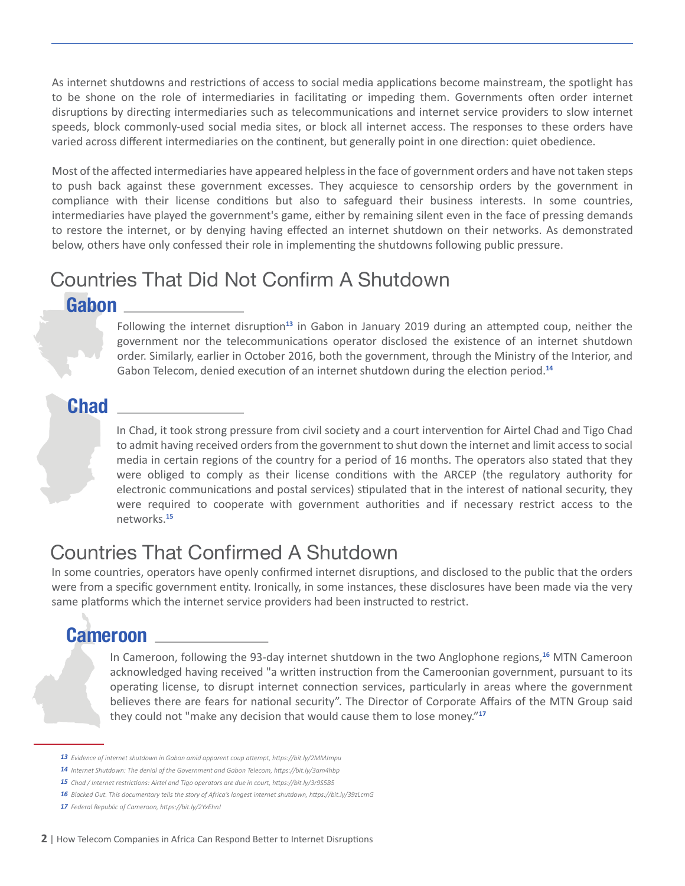As internet shutdowns and restrictions of access to social media applications become mainstream, the spotlight has to be shone on the role of intermediaries in facilitating or impeding them. Governments often order internet disruptions by directing intermediaries such as telecommunications and internet service providers to slow internet speeds, block commonly-used social media sites, or block all internet access. The responses to these orders have varied across different intermediaries on the continent, but generally point in one direction: quiet obedience.

Most of the affected intermediaries have appeared helpless in the face of government orders and have not taken steps to push back against these government excesses. They acquiesce to censorship orders by the government in compliance with their license conditions but also to safeguard their business interests. In some countries, intermediaries have played the government's game, either by remaining silent even in the face of pressing demands to restore the internet, or by denying having effected an internet shutdown on their networks. As demonstrated below, others have only confessed their role in implementing the shutdowns following public pressure.

## Countries That Did Not Confirm A Shutdown

### Gabon

Following the internet disruption[13] in Gabon in January 2019 during an attempted coup, neither the government nor the telecommunications operator disclosed the existence of an internet shutdown order. Similarly, earlier in October 2016, both the government, through the Ministry of the Interior, and Gabon Telecom, denied execution of an internet shutdown during the election period.[14]

### Chad

In Chad, it took strong pressure from civil society and a court intervention for Airtel Chad and Tigo Chad to admit having received orders from the government to shut down the internet and limit access to social media in certain regions of the country for a period of 16 months. The operators also stated that they were obliged to comply as their license conditions with the ARCEP (the regulatory authority for electronic communications and postal services) stipulated that in the interest of national security, they were required to cooperate with government authorities and if necessary restrict access to the networks.[15]

## Countries That Confirmed A Shutdown

In some countries, operators have openly confirmed internet disruptions, and disclosed to the public that the orders were from a specific government entity. Ironically, in some instances, these disclosures have been made via the very same platforms which the internet service providers had been instructed to restrict.

### Cameroon

In Cameroon, following the 93-day internet shutdown in the two Anglophone regions,[16] MTN Cameroon acknowledged having received "a written instruction from the Cameroonian government, pursuant to its operating license, to disrupt internet connection services, particularly in areas where the government believes there are fears for national security". The Director of Corporate Affairs of the MTN Group said they could not "make any decision that would cause them to lose money."[17]

---

*13 Evidence of internet shutdown in Gabon amid apparent coup attempt, https://bit.ly/2MMJmpu*

*14 Internet Shutdown: The denial of the Government and Gabon Telecom, https://bit.ly/3am4hbp*

*15 Chad / Internet restrictions: Airtel and Tigo operators are due in court, https://bit.ly/3r9S5B5*

*16 Blocked Out. This documentary tells the story of Africa's longest internet shutdown, https://bit.ly/39zLcmG*

*17 Federal Republic of Cameroon, https://bit.ly/2YxEhnJ*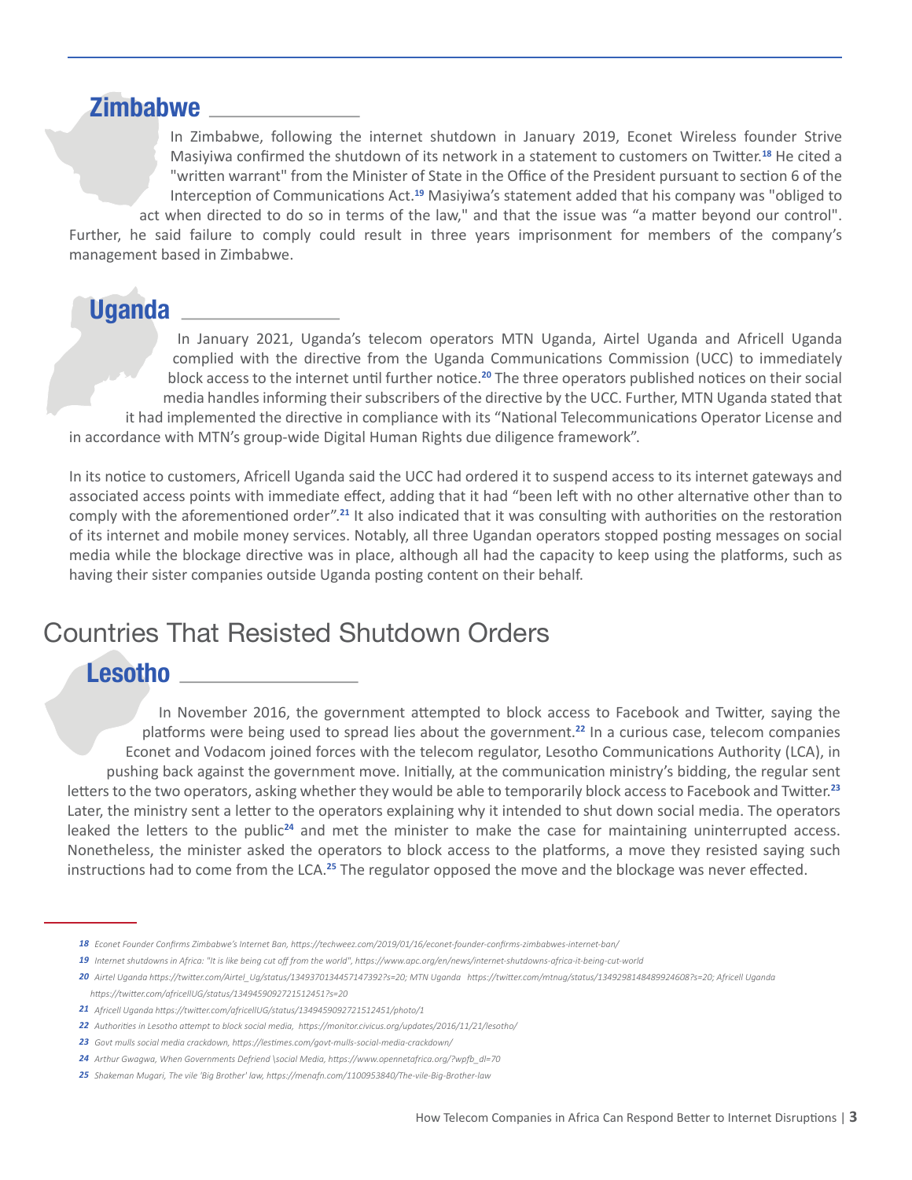### Zimbabwe

In Zimbabwe, following the internet shutdown in January 2019, Econet Wireless founder Strive Masiyiwa confirmed the shutdown of its network in a statement to customers on Twitter.[18] He cited a "written warrant" from the Minister of State in the Office of the President pursuant to section 6 of the Interception of Communications Act.[19] Masiyiwa's statement added that his company was "obliged to act when directed to do so in terms of the law," and that the issue was "a matter beyond our control". Further, he said failure to comply could result in three years imprisonment for members of the company's management based in Zimbabwe.

### Uganda

In January 2021, Uganda's telecom operators MTN Uganda, Airtel Uganda and Africell Uganda complied with the directive from the Uganda Communications Commission (UCC) to immediately block access to the internet until further notice.[20] The three operators published notices on their social media handles informing their subscribers of the directive by the UCC. Further, MTN Uganda stated that it had implemented the directive in compliance with its "National Telecommunications Operator License and in accordance with MTN's group-wide Digital Human Rights due diligence framework".

In its notice to customers, Africell Uganda said the UCC had ordered it to suspend access to its internet gateways and associated access points with immediate effect, adding that it had "been left with no other alternative other than to comply with the aforementioned order".[21] It also indicated that it was consulting with authorities on the restoration of its internet and mobile money services. Notably, all three Ugandan operators stopped posting messages on social media while the blockage directive was in place, although all had the capacity to keep using the platforms, such as having their sister companies outside Uganda posting content on their behalf.

## Countries That Resisted Shutdown Orders

### Lesotho

In November 2016, the government attempted to block access to Facebook and Twitter, saying the platforms were being used to spread lies about the government.[22] In a curious case, telecom companies Econet and Vodacom joined forces with the telecom regulator, Lesotho Communications Authority (LCA), in pushing back against the government move. Initially, at the communication ministry's bidding, the regular sent letters to the two operators, asking whether they would be able to temporarily block access to Facebook and Twitter.[23] Later, the ministry sent a letter to the operators explaining why it intended to shut down social media. The operators leaked the letters to the public[24] and met the minister to make the case for maintaining uninterrupted access. Nonetheless, the minister asked the operators to block access to the platforms, a move they resisted saying such instructions had to come from the LCA.[25] The regulator opposed the move and the blockage was never effected.

---

18 *Econet Founder Confirms Zimbabwe's Internet Ban, https://techweez.com/2019/01/16/econet-founder-confirms-zimbabwes-internet-ban/*

19 *Internet shutdowns in Africa: "It is like being cut off from the world", https://www.apc.org/en/news/internet-shutdowns-africa-it-being-cut-world*

20 *Airtel Uganda https://twitter.com/Airtel_Ug/status/1349370134457147392?s=20; MTN Uganda https://twitter.com/mtnug/status/1349298148489924608?s=20; Africell Uganda https://twitter.com/africellUG/status/1349459092721512451?s=20*

21 *Africell Uganda https://twitter.com/africellUG/status/1349459092721512451/photo/1*

22 *Authorities in Lesotho attempt to block social media, https://monitor.civicus.org/updates/2016/11/21/lesotho/*

23 *Govt mulls social media crackdown, https://lestimes.com/govt-mulls-social-media-crackdown/*

24 *Arthur Gwagwa, When Governments Defriend \social Media, https://www.opennetafrica.org/?wpfb_dl=70*

25 *Shakeman Mugari, The vile 'Big Brother' law, https://menafn.com/1100953840/The-vile-Big-Brother-law*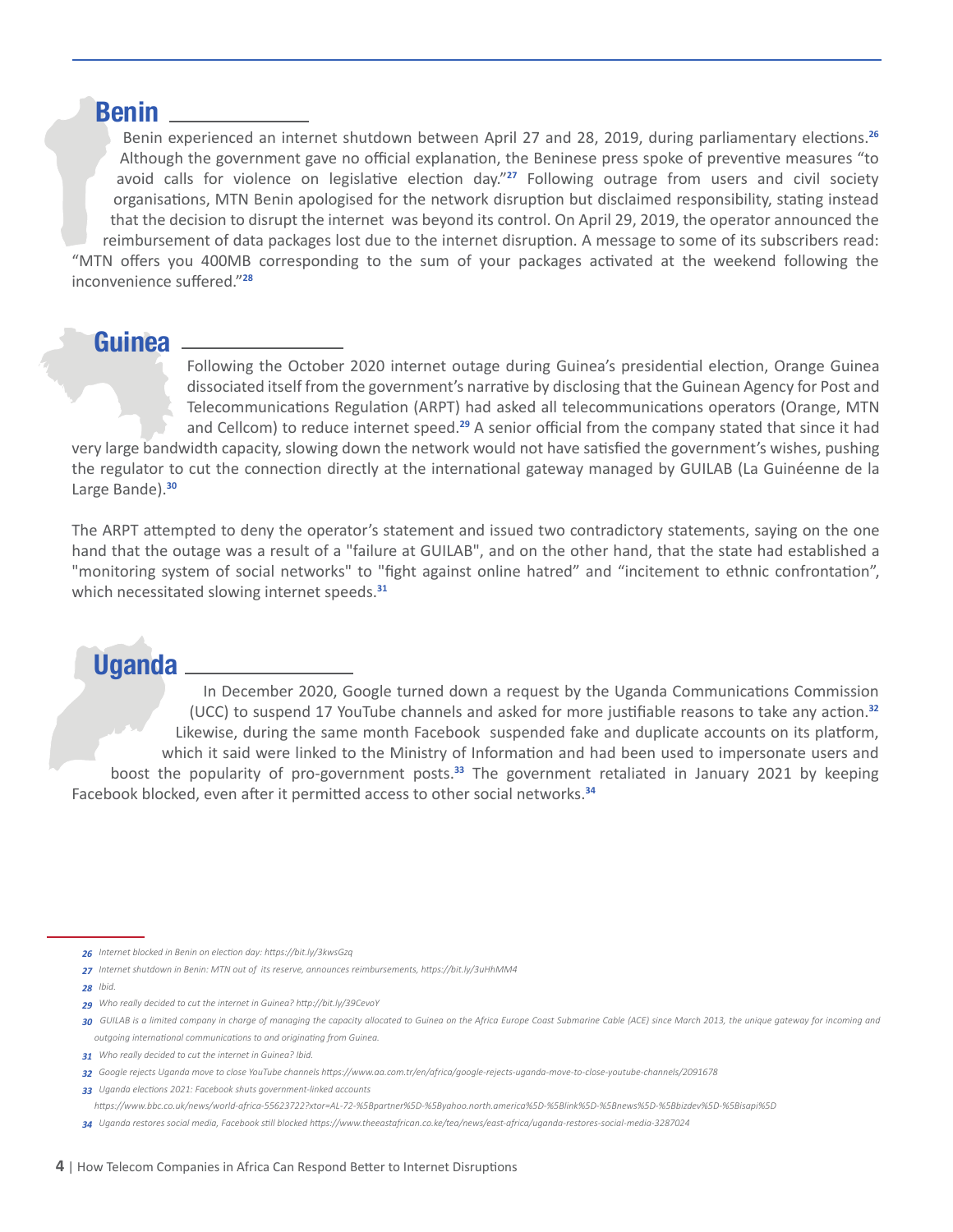## Benin

Benin experienced an internet shutdown between April 27 and 28, 2019, during parliamentary elections.[26] Although the government gave no official explanation, the Beninese press spoke of preventive measures "to avoid calls for violence on legislative election day."[27] Following outrage from users and civil society organisations, MTN Benin apologised for the network disruption but disclaimed responsibility, stating instead that the decision to disrupt the internet was beyond its control. On April 29, 2019, the operator announced the reimbursement of data packages lost due to the internet disruption. A message to some of its subscribers read: "MTN offers you 400MB corresponding to the sum of your packages activated at the weekend following the inconvenience suffered."[28]

## Guinea

Following the October 2020 internet outage during Guinea's presidential election, Orange Guinea dissociated itself from the government's narrative by disclosing that the Guinean Agency for Post and Telecommunications Regulation (ARPT) had asked all telecommunications operators (Orange, MTN and Cellcom) to reduce internet speed.[29] A senior official from the company stated that since it had very large bandwidth capacity, slowing down the network would not have satisfied the government's wishes, pushing the regulator to cut the connection directly at the international gateway managed by GUILAB (La Guinéenne de la Large Bande).[30]

The ARPT attempted to deny the operator's statement and issued two contradictory statements, saying on the one hand that the outage was a result of a "failure at GUILAB", and on the other hand, that the state had established a "monitoring system of social networks" to "fight against online hatred" and "incitement to ethnic confrontation", which necessitated slowing internet speeds.[31]

## Uganda

In December 2020, Google turned down a request by the Uganda Communications Commission (UCC) to suspend 17 YouTube channels and asked for more justifiable reasons to take any action.[32] Likewise, during the same month Facebook suspended fake and duplicate accounts on its platform, which it said were linked to the Ministry of Information and had been used to impersonate users and boost the popularity of pro-government posts.[33] The government retaliated in January 2021 by keeping Facebook blocked, even after it permitted access to other social networks.[34]

---

*26 Internet blocked in Benin on election day: https://bit.ly/3kwsGzq*

*27 Internet shutdown in Benin: MTN out of its reserve, announces reimbursements, https://bit.ly/3uHhMM4*

*28 Ibid.*

*29 Who really decided to cut the internet in Guinea? http://bit.ly/39CevoY*

*30 GUILAB is a limited company in charge of managing the capacity allocated to Guinea on the Africa Europe Coast Submarine Cable (ACE) since March 2013, the unique gateway for incoming and outgoing international communications to and originating from Guinea.*

*31 Who really decided to cut the internet in Guinea? Ibid.*

*32 Google rejects Uganda move to close YouTube channels https://www.aa.com.tr/en/africa/google-rejects-uganda-move-to-close-youtube-channels/2091678*

*33 Uganda elections 2021: Facebook shuts government-linked accounts https://www.bbc.co.uk/news/world-africa-55623722?xtor=AL-72-%5Bpartner%5D-%5Byahoo.north.america%5D-%5Blink%5D-%5Bnews%5D-%5Bbizdev%5D-%5Bisapi%5D*

*34 Uganda restores social media, Facebook still blocked https://www.theeastafrican.co.ke/tea/news/east-africa/uganda-restores-social-media-3287024*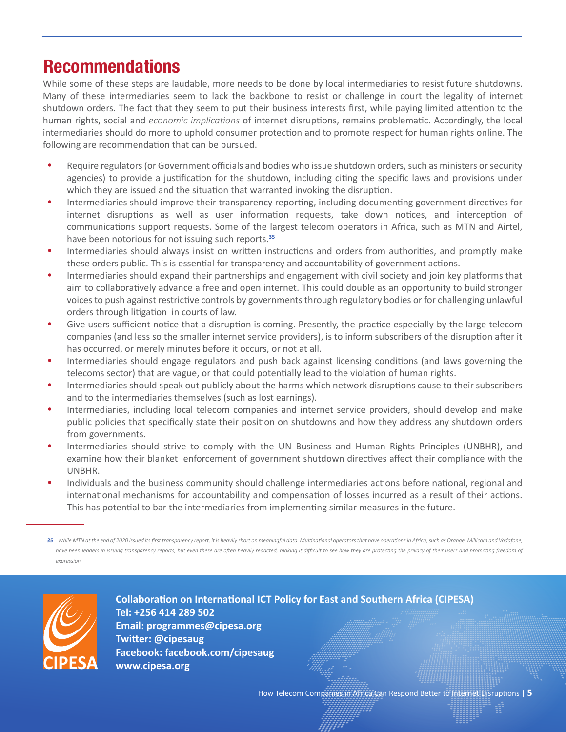# Recommendations

While some of these steps are laudable, more needs to be done by local intermediaries to resist future shutdowns. Many of these intermediaries seem to lack the backbone to resist or challenge in court the legality of internet shutdown orders. The fact that they seem to put their business interests first, while paying limited attention to the human rights, social and *economic implications* of internet disruptions, remains problematic. Accordingly, the local intermediaries should do more to uphold consumer protection and to promote respect for human rights online. The following are recommendation that can be pursued.

- Require regulators (or Government officials and bodies who issue shutdown orders, such as ministers or security agencies) to provide a justification for the shutdown, including citing the specific laws and provisions under which they are issued and the situation that warranted invoking the disruption.
- Intermediaries should improve their transparency reporting, including documenting government directives for internet disruptions as well as user information requests, take down notices, and interception of communications support requests. Some of the largest telecom operators in Africa, such as MTN and Airtel, have been notorious for not issuing such reports.[35]
- Intermediaries should always insist on written instructions and orders from authorities, and promptly make these orders public. This is essential for transparency and accountability of government actions.
- Intermediaries should expand their partnerships and engagement with civil society and join key platforms that aim to collaboratively advance a free and open internet. This could double as an opportunity to build stronger voices to push against restrictive controls by governments through regulatory bodies or for challenging unlawful orders through litigation in courts of law.
- Give users sufficient notice that a disruption is coming. Presently, the practice especially by the large telecom companies (and less so the smaller internet service providers), is to inform subscribers of the disruption after it has occurred, or merely minutes before it occurs, or not at all.
- Intermediaries should engage regulators and push back against licensing conditions (and laws governing the telecoms sector) that are vague, or that could potentially lead to the violation of human rights.
- Intermediaries should speak out publicly about the harms which network disruptions cause to their subscribers and to the intermediaries themselves (such as lost earnings).
- Intermediaries, including local telecom companies and internet service providers, should develop and make public policies that specifically state their position on shutdowns and how they address any shutdown orders from governments.
- Intermediaries should strive to comply with the UN Business and Human Rights Principles (UNBHR), and examine how their blanket enforcement of government shutdown directives affect their compliance with the UNBHR.
- Individuals and the business community should challenge intermediaries actions before national, regional and international mechanisms for accountability and compensation of losses incurred as a result of their actions. This has potential to bar the intermediaries from implementing similar measures in the future.

[35] *While MTN at the end of 2020 issued its first transparency report, it is heavily short on meaningful data. Multinational operators that have operations in Africa, such as Orange, Millicom and Vodafone, have been leaders in issuing transparency reports, but even these are often heavily redacted, making it difficult to see how they are protecting the privacy of their users and promoting freedom of expression.*

**Collaboration on International ICT Policy for East and Southern Africa (CIPESA)**
**Tel: +256 414 289 502**
**Email: programmes@cipesa.org**
**Twitter: @cipesaug**
**Facebook: facebook.com/cipesaug**
**www.cipesa.org**